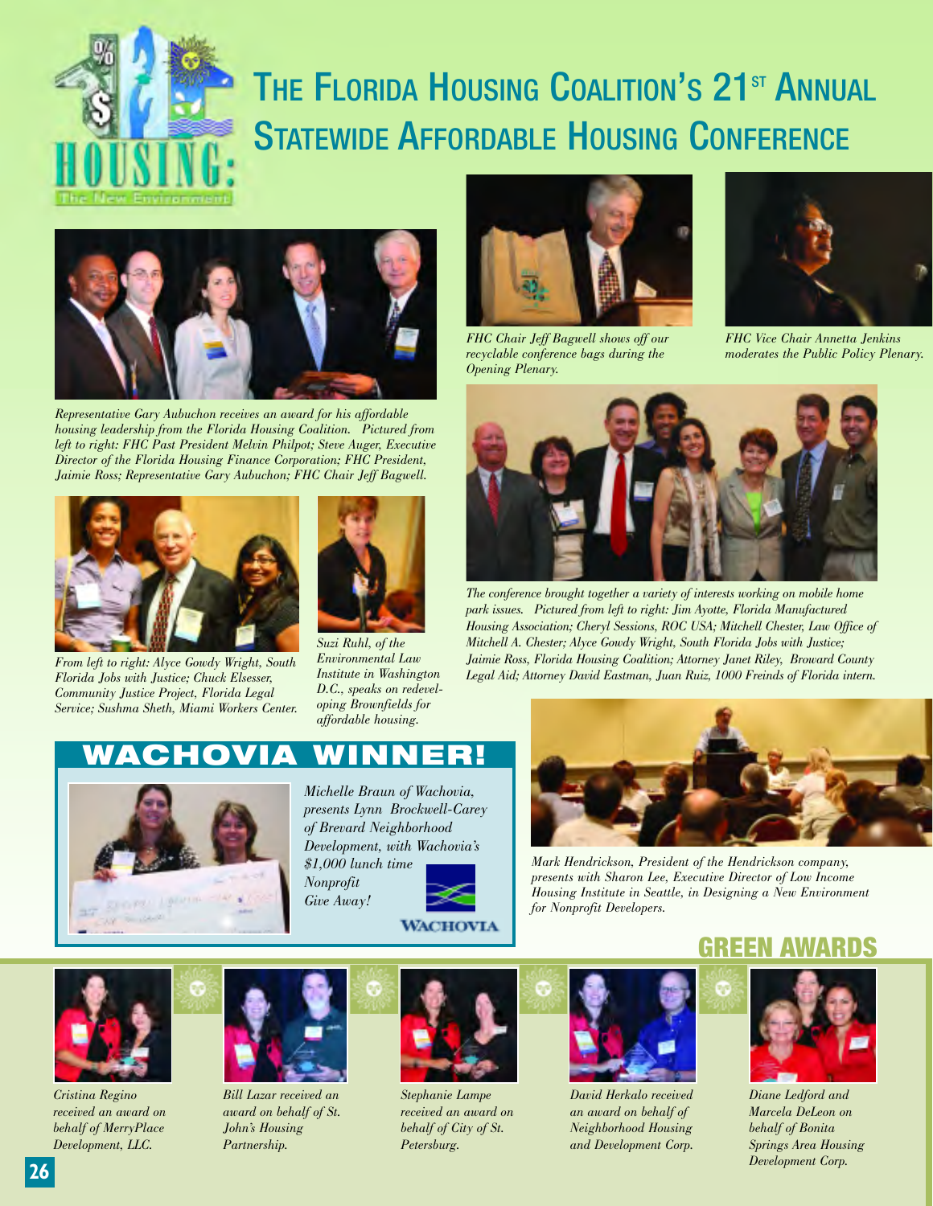# The Florida Housing Coalition's 21st Annual Statewide Affordable Housing Conference

HOUSING: The New Environment

*Representative Gary Aubuchon receives an award for his affordable housing leadership from the Florida Housing Coalition. Pictured from left to right: FHC Past President Melvin Philpot; Steve Auger, Executive Director of the Florida Housing Finance Corporation; FHC President, Jaimie Ross; Representative Gary Aubuchon; FHC Chair Jeff Bagwell.*

*FHC Chair Jeff Bagwell shows off our recyclable conference bags during the Opening Plenary.*

*FHC Vice Chair Annetta Jenkins moderates the Public Policy Plenary.*

*From left to right: Alyce Gowdy Wright, South Florida Jobs with Justice; Chuck Elsesser, Community Justice Project, Florida Legal Service; Sushma Sheth, Miami Workers Center.*

*Suzi Ruhl, of the Environmental Law Institute in Washington D.C., speaks on redeveloping Brownfields for affordable housing.*

*The conference brought together a variety of interests working on mobile home park issues. Pictured from left to right: Jim Ayotte, Florida Manufactured Housing Association; Cheryl Sessions, ROC USA; Mitchell Chester, Law Office of Mitchell A. Chester; Alyce Gowdy Wright, South Florida Jobs with Justice; Jaimie Ross, Florida Housing Coalition; Attorney Janet Riley, Broward County Legal Aid; Attorney David Eastman, Juan Ruiz, 1000 Freinds of Florida intern.*

## WACHOVIA WINNER!

*Michelle Braun of Wachovia, presents Lynn Brockwell-Carey of Brevard Neighborhood Development, with Wachovia's $1,000 lunch time Nonprofit Give Away!*

WACHOVIA

*Mark Hendrickson, President of the Hendrickson company, presents with Sharon Lee, Executive Director of Low Income Housing Institute in Seattle, in Designing a New Environment for Nonprofit Developers.*

## GREEN AWARDS

*Cristina Regino received an award on behalf of MerryPlace Development, LLC.*

*Bill Lazar received an award on behalf of St. John's Housing Partnership.*

*Stephanie Lampe received an award on behalf of City of St. Petersburg.*

*David Herkalo received an award on behalf of Neighborhood Housing and Development Corp.*

*Diane Ledford and Marcela DeLeon on behalf of Bonita Springs Area Housing Development Corp.*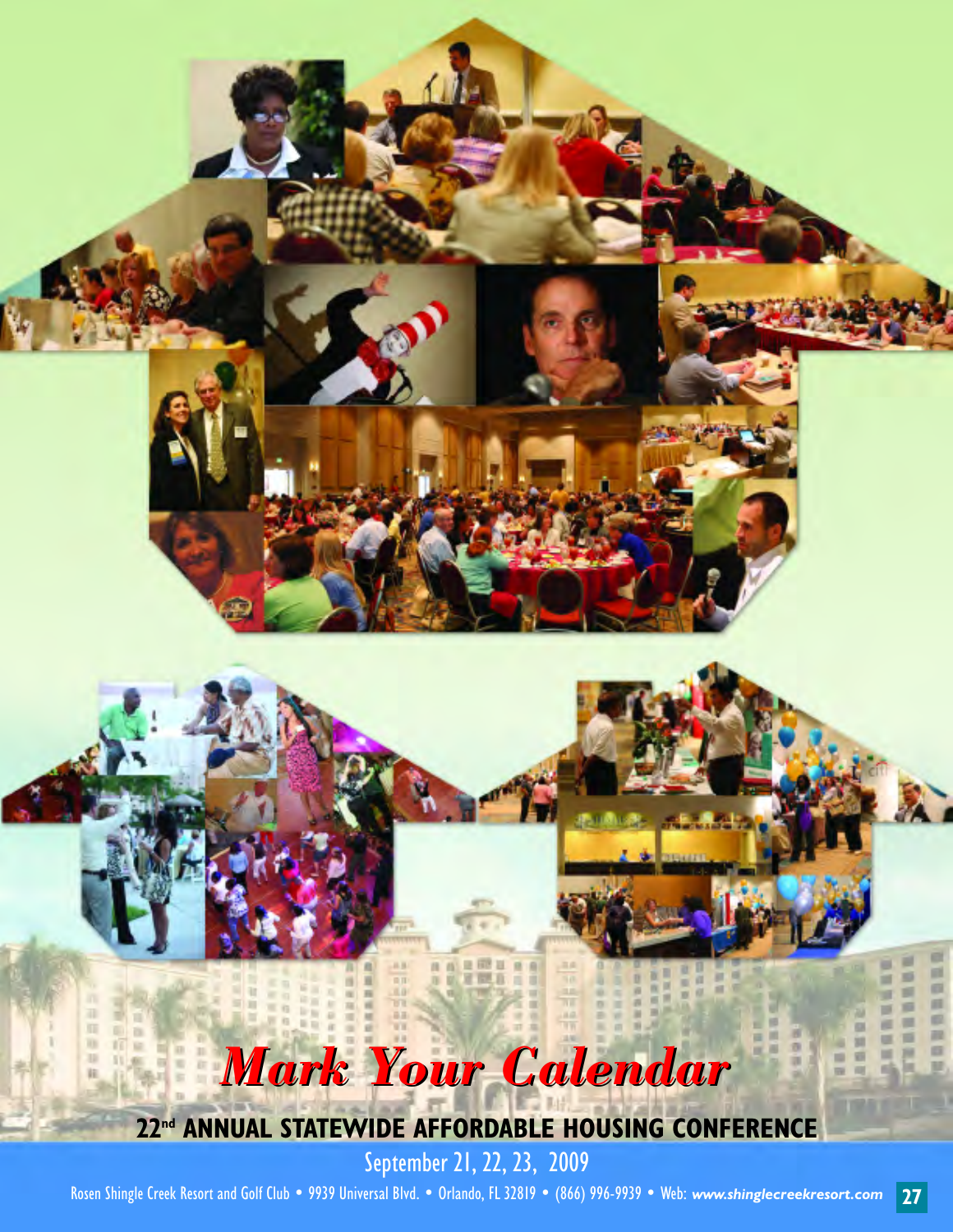# *Mark Your Calendar*

**22nd ANNUAL STATEWIDE AFFORDABLE HOUSING CONFERENCE**

September 21, 22, 23, 2009

Rosen Shingle Creek Resort and Golf Club • 9939 Universal Blvd. • Orlando, FL 32819 • (866) 996-9939 • Web: ***www.shinglecreekresort.com***